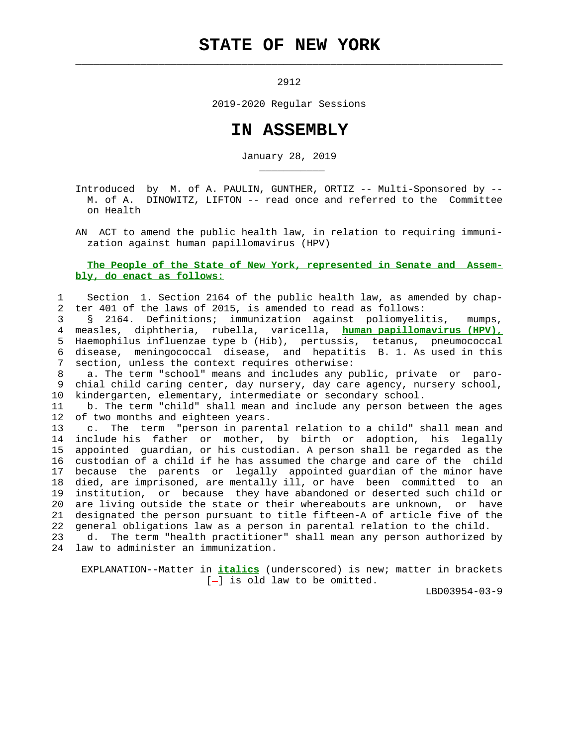# STATE OF NEW YORK

2912

2019-2020 Regular Sessions

# IN ASSEMBLY

January 28, 2019

Introduced by M. of A. PAULIN, GUNTHER, ORTIZ -- Multi-Sponsored by -- M. of A. DINOWITZ, LIFTON -- read once and referred to the Committee on Health

AN ACT to amend the public health law, in relation to requiring immunization against human papillomavirus (HPV)

**The People of the State of New York, represented in Senate and Assembly, do enact as follows:**

Section 1. Section 2164 of the public health law, as amended by chapter 401 of the laws of 2015, is amended to read as follows:

§ 2164. Definitions; immunization against poliomyelitis, mumps, measles, diphtheria, rubella, varicella, ***human papillomavirus (HPV),*** Haemophilus influenzae type b (Hib), pertussis, tetanus, pneumococcal disease, meningococcal disease, and hepatitis B. 1. As used in this section, unless the context requires otherwise:

a. The term "school" means and includes any public, private or parochial child caring center, day nursery, day care agency, nursery school, kindergarten, elementary, intermediate or secondary school.

b. The term "child" shall mean and include any person between the ages of two months and eighteen years.

c. The term "person in parental relation to a child" shall mean and include his father or mother, by birth or adoption, his legally appointed guardian, or his custodian. A person shall be regarded as the custodian of a child if he has assumed the charge and care of the child because the parents or legally appointed guardian of the minor have died, are imprisoned, are mentally ill, or have been committed to an institution, or because they have abandoned or deserted such child or are living outside the state or their whereabouts are unknown, or have designated the person pursuant to title fifteen-A of article five of the general obligations law as a person in parental relation to the child.

d. The term "health practitioner" shall mean any person authorized by law to administer an immunization.

EXPLANATION--Matter in ***italics*** (underscored) is new; matter in brackets [-] is old law to be omitted.

LBD03954-03-9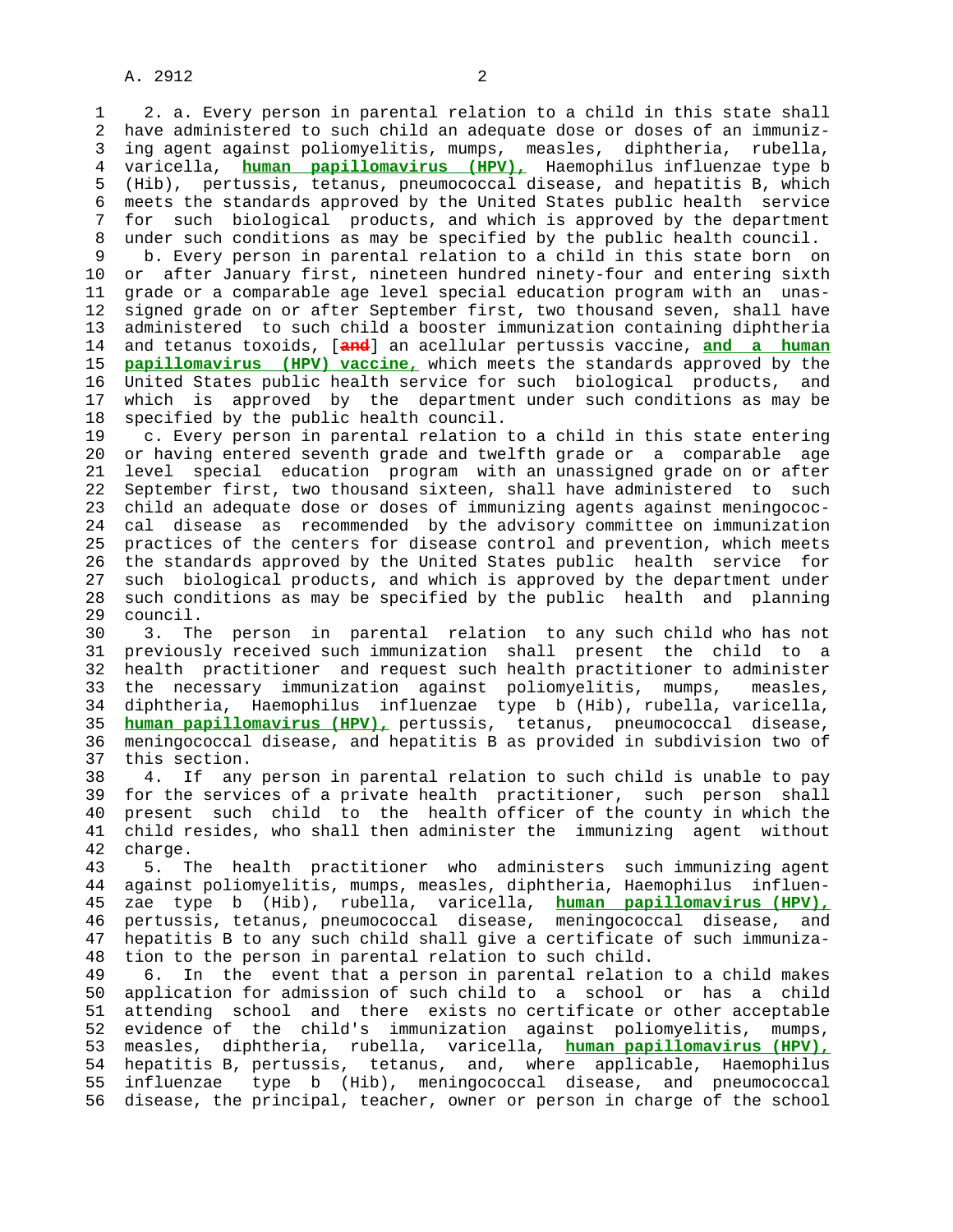2. a. Every person in parental relation to a child in this state shall have administered to such child an adequate dose or doses of an immunizing agent against poliomyelitis, mumps, measles, diphtheria, rubella, varicella, **human papillomavirus (HPV),** Haemophilus influenzae type b (Hib), pertussis, tetanus, pneumococcal disease, and hepatitis B, which meets the standards approved by the United States public health service for such biological products, and which is approved by the department under such conditions as may be specified by the public health council.

b. Every person in parental relation to a child in this state born on or after January first, nineteen hundred ninety-four and entering sixth grade or a comparable age level special education program with an unassigned grade on or after September first, two thousand seven, shall have administered to such child a booster immunization containing diphtheria and tetanus toxoids, [~~and~~] an acellular pertussis vaccine, **and a human papillomavirus (HPV) vaccine,** which meets the standards approved by the United States public health service for such biological products, and which is approved by the department under such conditions as may be specified by the public health council.

c. Every person in parental relation to a child in this state entering or having entered seventh grade and twelfth grade or a comparable age level special education program with an unassigned grade on or after September first, two thousand sixteen, shall have administered to such child an adequate dose or doses of immunizing agents against meningococcal disease as recommended by the advisory committee on immunization practices of the centers for disease control and prevention, which meets the standards approved by the United States public health service for such biological products, and which is approved by the department under such conditions as may be specified by the public health and planning council.

3. The person in parental relation to any such child who has not previously received such immunization shall present the child to a health practitioner and request such health practitioner to administer the necessary immunization against poliomyelitis, mumps, measles, diphtheria, Haemophilus influenzae type b (Hib), rubella, varicella, **human papillomavirus (HPV),** pertussis, tetanus, pneumococcal disease, meningococcal disease, and hepatitis B as provided in subdivision two of this section.

4. If any person in parental relation to such child is unable to pay for the services of a private health practitioner, such person shall present such child to the health officer of the county in which the child resides, who shall then administer the immunizing agent without charge.

5. The health practitioner who administers such immunizing agent against poliomyelitis, mumps, measles, diphtheria, Haemophilus influenzae type b (Hib), rubella, varicella, **human papillomavirus (HPV),** pertussis, tetanus, pneumococcal disease, meningococcal disease, and hepatitis B to any such child shall give a certificate of such immunization to the person in parental relation to such child.

6. In the event that a person in parental relation to a child makes application for admission of such child to a school or has a child attending school and there exists no certificate or other acceptable evidence of the child's immunization against poliomyelitis, mumps, measles, diphtheria, rubella, varicella, **human papillomavirus (HPV),** hepatitis B, pertussis, tetanus, and, where applicable, Haemophilus influenzae type b (Hib), meningococcal disease, and pneumococcal disease, the principal, teacher, owner or person in charge of the school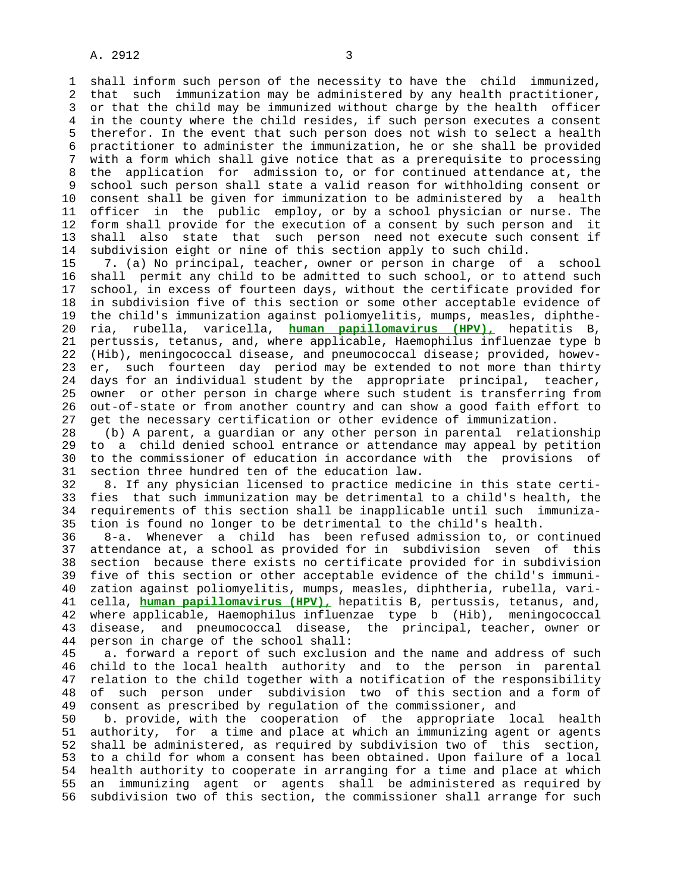shall inform such person of the necessity to have the child immunized, that such immunization may be administered by any health practitioner, or that the child may be immunized without charge by the health officer in the county where the child resides, if such person executes a consent therefor. In the event that such person does not wish to select a health practitioner to administer the immunization, he or she shall be provided with a form which shall give notice that as a prerequisite to processing the application for admission to, or for continued attendance at, the school such person shall state a valid reason for withholding consent or consent shall be given for immunization to be administered by a health officer in the public employ, or by a school physician or nurse. The form shall provide for the execution of a consent by such person and it shall also state that such person need not execute such consent if subdivision eight or nine of this section apply to such child.

7. (a) No principal, teacher, owner or person in charge of a school shall permit any child to be admitted to such school, or to attend such school, in excess of fourteen days, without the certificate provided for in subdivision five of this section or some other acceptable evidence of the child's immunization against poliomyelitis, mumps, measles, diphtheria, rubella, varicella, **human papillomavirus (HPV),** hepatitis B, pertussis, tetanus, and, where applicable, Haemophilus influenzae type b (Hib), meningococcal disease, and pneumococcal disease; provided, however, such fourteen day period may be extended to not more than thirty days for an individual student by the appropriate principal, teacher, owner or other person in charge where such student is transferring from out-of-state or from another country and can show a good faith effort to get the necessary certification or other evidence of immunization.

(b) A parent, a guardian or any other person in parental relationship to a child denied school entrance or attendance may appeal by petition to the commissioner of education in accordance with the provisions of section three hundred ten of the education law.

8. If any physician licensed to practice medicine in this state certifies that such immunization may be detrimental to a child's health, the requirements of this section shall be inapplicable until such immunization is found no longer to be detrimental to the child's health.

8-a. Whenever a child has been refused admission to, or continued attendance at, a school as provided for in subdivision seven of this section because there exists no certificate provided for in subdivision five of this section or other acceptable evidence of the child's immunization against poliomyelitis, mumps, measles, diphtheria, rubella, varicella, **human papillomavirus (HPV),** hepatitis B, pertussis, tetanus, and, where applicable, Haemophilus influenzae type b (Hib), meningococcal disease, and pneumococcal disease, the principal, teacher, owner or person in charge of the school shall:

a. forward a report of such exclusion and the name and address of such child to the local health authority and to the person in parental relation to the child together with a notification of the responsibility of such person under subdivision two of this section and a form of consent as prescribed by regulation of the commissioner, and

b. provide, with the cooperation of the appropriate local health authority, for a time and place at which an immunizing agent or agents shall be administered, as required by subdivision two of this section, to a child for whom a consent has been obtained. Upon failure of a local health authority to cooperate in arranging for a time and place at which an immunizing agent or agents shall be administered as required by subdivision two of this section, the commissioner shall arrange for such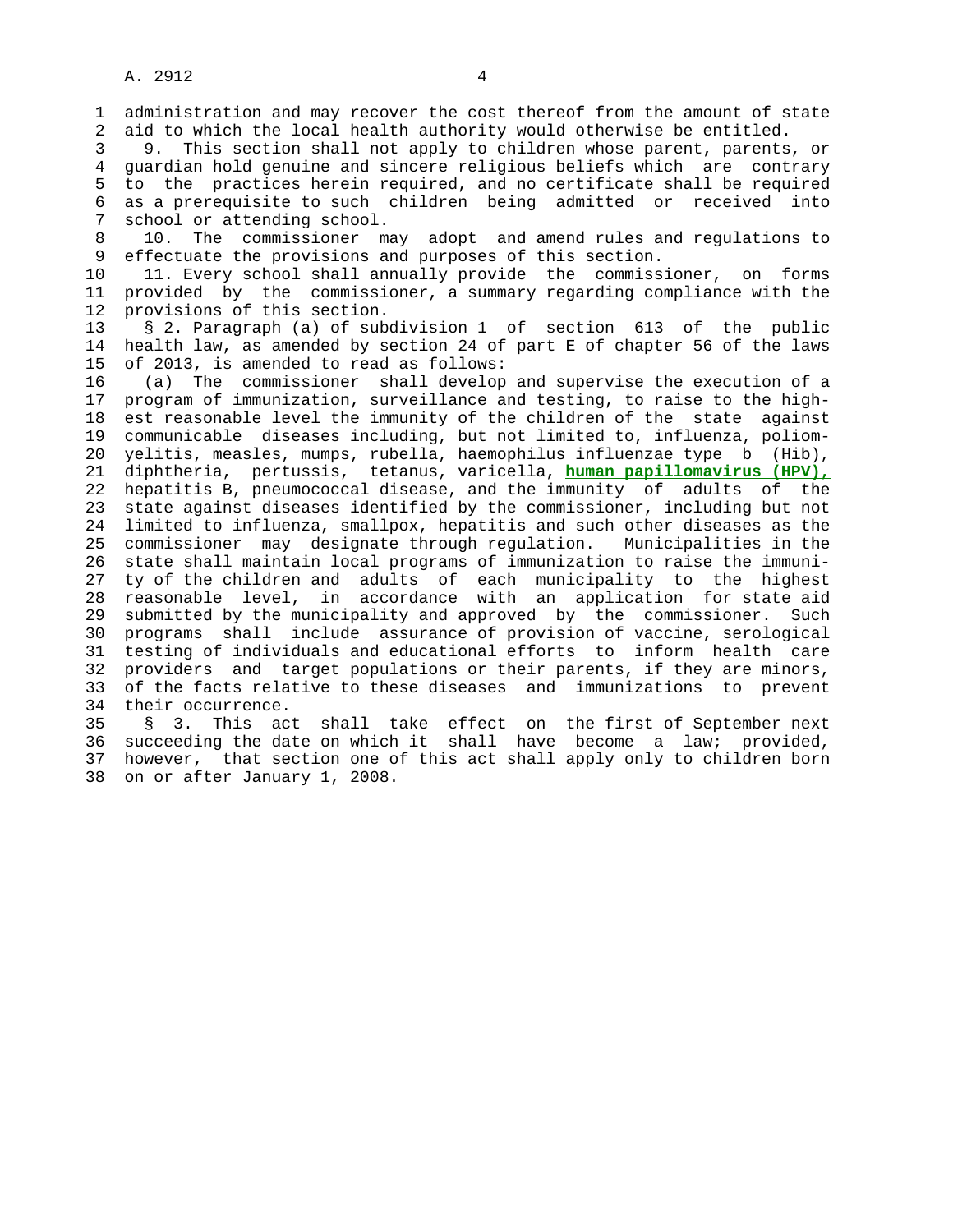administration and may recover the cost thereof from the amount of state aid to which the local health authority would otherwise be entitled.

9. This section shall not apply to children whose parent, parents, or guardian hold genuine and sincere religious beliefs which are contrary to the practices herein required, and no certificate shall be required as a prerequisite to such children being admitted or received into school or attending school.

10. The commissioner may adopt and amend rules and regulations to effectuate the provisions and purposes of this section.

11. Every school shall annually provide the commissioner, on forms provided by the commissioner, a summary regarding compliance with the provisions of this section.

§ 2. Paragraph (a) of subdivision 1 of section 613 of the public health law, as amended by section 24 of part E of chapter 56 of the laws of 2013, is amended to read as follows:

(a) The commissioner shall develop and supervise the execution of a program of immunization, surveillance and testing, to raise to the highest reasonable level the immunity of the children of the state against communicable diseases including, but not limited to, influenza, poliomyelitis, measles, mumps, rubella, haemophilus influenzae type b (Hib), diphtheria, pertussis, tetanus, varicella, **human papillomavirus (HPV),** hepatitis B, pneumococcal disease, and the immunity of adults of the state against diseases identified by the commissioner, including but not limited to influenza, smallpox, hepatitis and such other diseases as the commissioner may designate through regulation. Municipalities in the state shall maintain local programs of immunization to raise the immunity of the children and adults of each municipality to the highest reasonable level, in accordance with an application for state aid submitted by the municipality and approved by the commissioner. Such programs shall include assurance of provision of vaccine, serological testing of individuals and educational efforts to inform health care providers and target populations or their parents, if they are minors, of the facts relative to these diseases and immunizations to prevent their occurrence.

§ 3. This act shall take effect on the first of September next succeeding the date on which it shall have become a law; provided, however, that section one of this act shall apply only to children born on or after January 1, 2008.